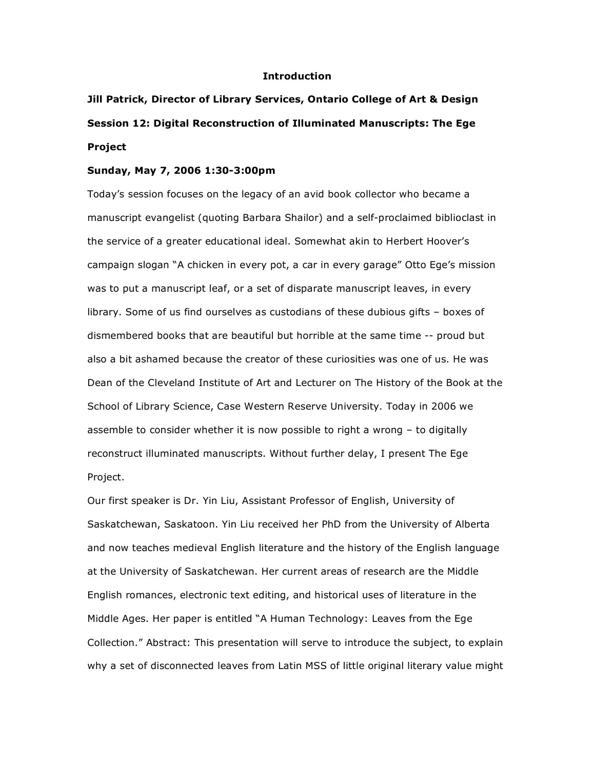# Introduction

**Jill Patrick, Director of Library Services, Ontario College of Art & Design**

**Session 12: Digital Reconstruction of Illuminated Manuscripts: The Ege Project**

**Sunday, May 7, 2006 1:30-3:00pm**

Today's session focuses on the legacy of an avid book collector who became a manuscript evangelist (quoting Barbara Shailor) and a self-proclaimed biblioclast in the service of a greater educational ideal. Somewhat akin to Herbert Hoover's campaign slogan "A chicken in every pot, a car in every garage" Otto Ege's mission was to put a manuscript leaf, or a set of disparate manuscript leaves, in every library. Some of us find ourselves as custodians of these dubious gifts – boxes of dismembered books that are beautiful but horrible at the same time -- proud but also a bit ashamed because the creator of these curiosities was one of us. He was Dean of the Cleveland Institute of Art and Lecturer on The History of the Book at the School of Library Science, Case Western Reserve University. Today in 2006 we assemble to consider whether it is now possible to right a wrong – to digitally reconstruct illuminated manuscripts. Without further delay, I present The Ege Project.

Our first speaker is Dr. Yin Liu, Assistant Professor of English, University of Saskatchewan, Saskatoon. Yin Liu received her PhD from the University of Alberta and now teaches medieval English literature and the history of the English language at the University of Saskatchewan. Her current areas of research are the Middle English romances, electronic text editing, and historical uses of literature in the Middle Ages. Her paper is entitled "A Human Technology: Leaves from the Ege Collection." Abstract: This presentation will serve to introduce the subject, to explain why a set of disconnected leaves from Latin MSS of little original literary value might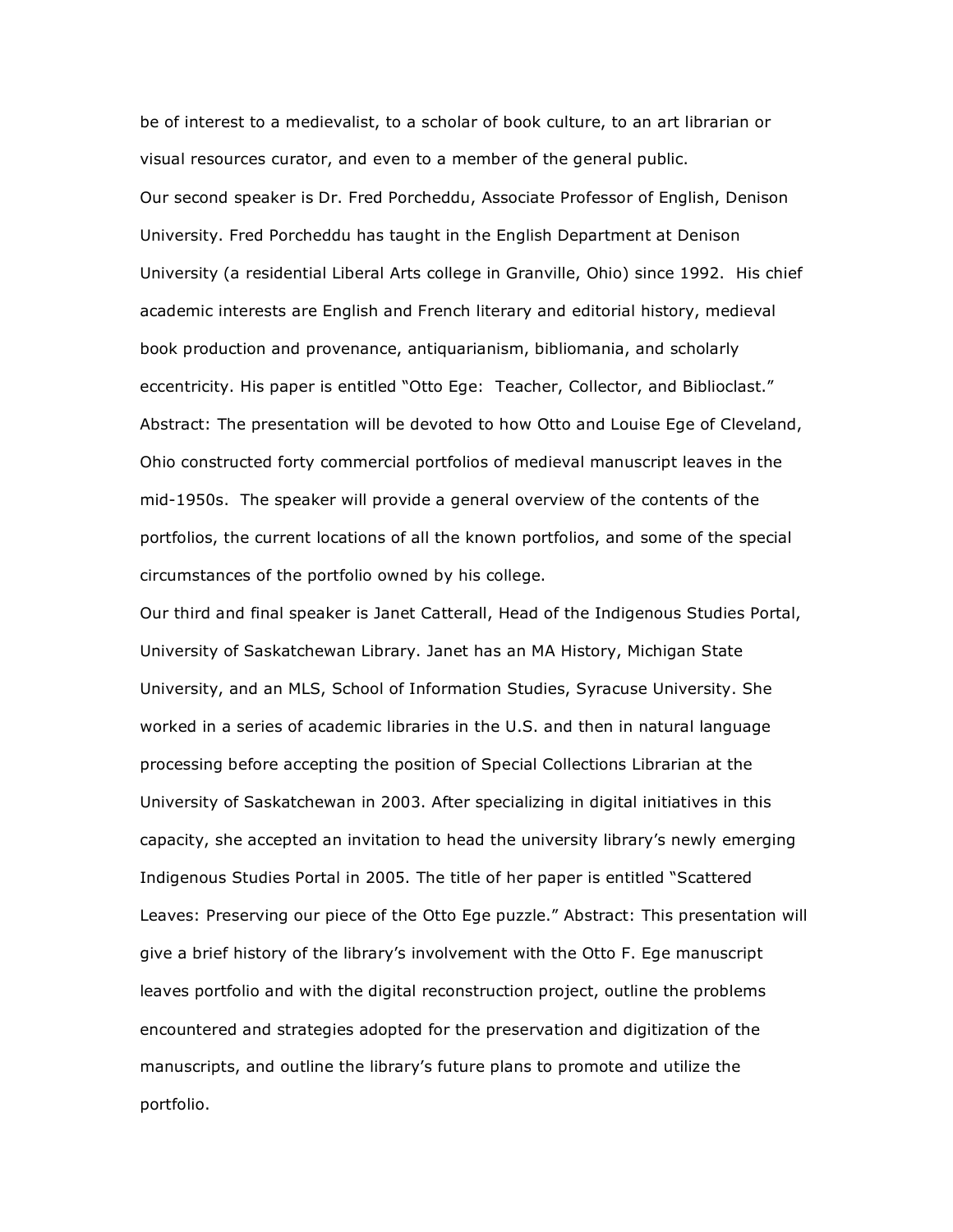be of interest to a medievalist, to a scholar of book culture, to an art librarian or visual resources curator, and even to a member of the general public.

Our second speaker is Dr. Fred Porcheddu, Associate Professor of English, Denison University. Fred Porcheddu has taught in the English Department at Denison University (a residential Liberal Arts college in Granville, Ohio) since 1992. His chief academic interests are English and French literary and editorial history, medieval book production and provenance, antiquarianism, bibliomania, and scholarly eccentricity. His paper is entitled "Otto Ege: Teacher, Collector, and Biblioclast." Abstract: The presentation will be devoted to how Otto and Louise Ege of Cleveland, Ohio constructed forty commercial portfolios of medieval manuscript leaves in the mid-1950s. The speaker will provide a general overview of the contents of the portfolios, the current locations of all the known portfolios, and some of the special circumstances of the portfolio owned by his college.

Our third and final speaker is Janet Catterall, Head of the Indigenous Studies Portal, University of Saskatchewan Library. Janet has an MA History, Michigan State University, and an MLS, School of Information Studies, Syracuse University. She worked in a series of academic libraries in the U.S. and then in natural language processing before accepting the position of Special Collections Librarian at the University of Saskatchewan in 2003. After specializing in digital initiatives in this capacity, she accepted an invitation to head the university library's newly emerging Indigenous Studies Portal in 2005. The title of her paper is entitled "Scattered Leaves: Preserving our piece of the Otto Ege puzzle." Abstract: This presentation will give a brief history of the library's involvement with the Otto F. Ege manuscript leaves portfolio and with the digital reconstruction project, outline the problems encountered and strategies adopted for the preservation and digitization of the manuscripts, and outline the library's future plans to promote and utilize the portfolio.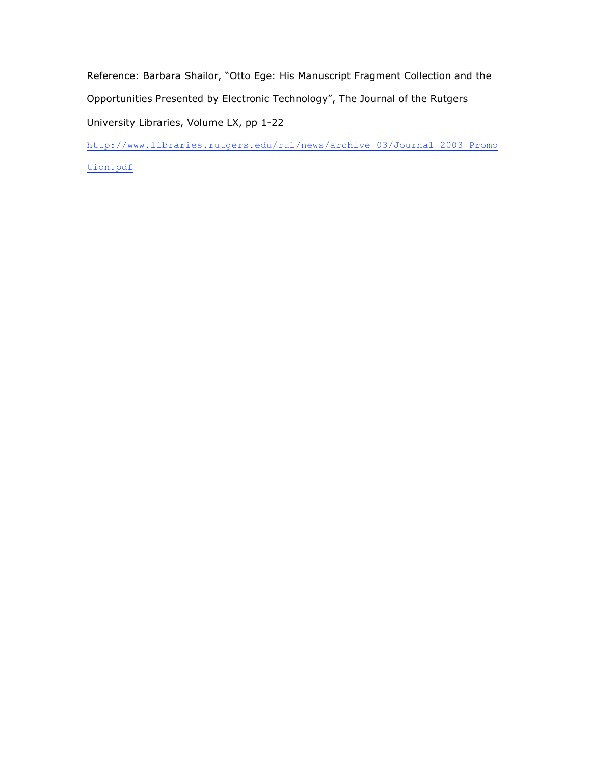Reference: Barbara Shailor, "Otto Ege: His Manuscript Fragment Collection and the Opportunities Presented by Electronic Technology", The Journal of the Rutgers University Libraries, Volume LX, pp 1-22

http://www.libraries.rutgers.edu/rul/news/archive_03/Journal_2003_Promotion.pdf